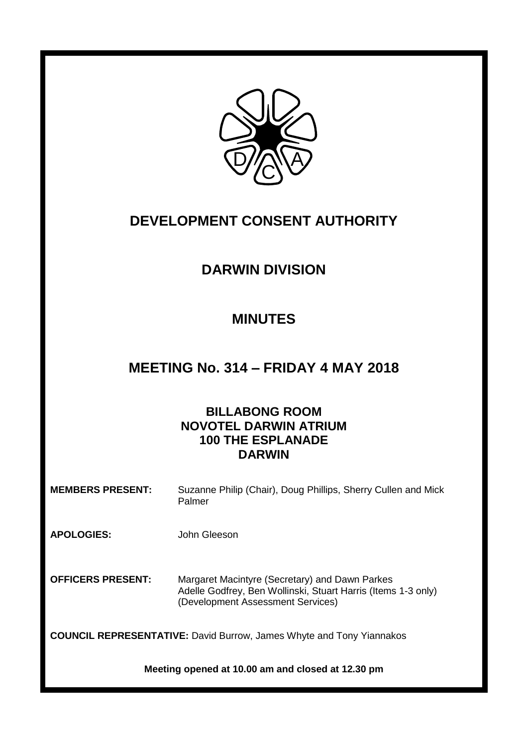# DEVELOPMENT CONSENT AUTHORITY

## DARWIN DIVISION

## MINUTES

## MEETING No. 314 – FRIDAY 4 MAY 2018

**BILLABONG ROOM**
**NOVOTEL DARWIN ATRIUM**
**100 THE ESPLANADE**
**DARWIN**

**MEMBERS PRESENT:** Suzanne Philip (Chair), Doug Phillips, Sherry Cullen and Mick Palmer

**APOLOGIES:** John Gleeson

**OFFICERS PRESENT:** Margaret Macintyre (Secretary) and Dawn Parkes
Adelle Godfrey, Ben Wollinski, Stuart Harris (Items 1-3 only) (Development Assessment Services)

**COUNCIL REPRESENTATIVE:** David Burrow, James Whyte and Tony Yiannakos

**Meeting opened at 10.00 am and closed at 12.30 pm**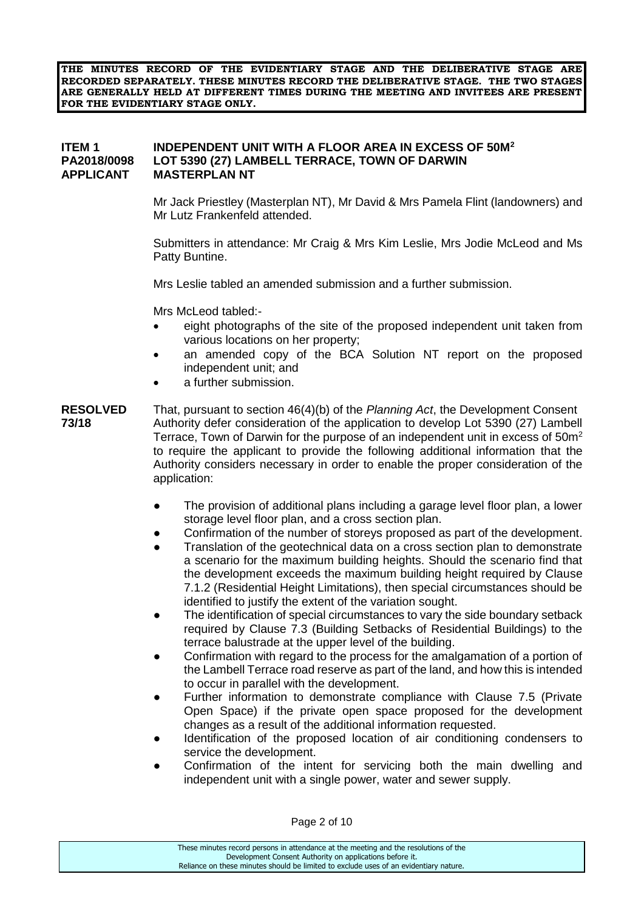**THE MINUTES RECORD OF THE EVIDENTIARY STAGE AND THE DELIBERATIVE STAGE ARE RECORDED SEPARATELY. THESE MINUTES RECORD THE DELIBERATIVE STAGE. THE TWO STAGES ARE GENERALLY HELD AT DIFFERENT TIMES DURING THE MEETING AND INVITEES ARE PRESENT FOR THE EVIDENTIARY STAGE ONLY.**

**ITEM 1** **INDEPENDENT UNIT WITH A FLOOR AREA IN EXCESS OF 50M$^2$**
**PA2018/0098** **LOT 5390 (27) LAMBELL TERRACE, TOWN OF DARWIN**
**APPLICANT** **MASTERPLAN NT**

Mr Jack Priestley (Masterplan NT), Mr David & Mrs Pamela Flint (landowners) and Mr Lutz Frankenfeld attended.

Submitters in attendance: Mr Craig & Mrs Kim Leslie, Mrs Jodie McLeod and Ms Patty Buntine.

Mrs Leslie tabled an amended submission and a further submission.

Mrs McLeod tabled:-

- eight photographs of the site of the proposed independent unit taken from various locations on her property;
- an amended copy of the BCA Solution NT report on the proposed independent unit; and
- a further submission.

**RESOLVED 73/18**

That, pursuant to section 46(4)(b) of the *Planning Act*, the Development Consent Authority defer consideration of the application to develop Lot 5390 (27) Lambell Terrace, Town of Darwin for the purpose of an independent unit in excess of 50m$^2$ to require the applicant to provide the following additional information that the Authority considers necessary in order to enable the proper consideration of the application:

- The provision of additional plans including a garage level floor plan, a lower storage level floor plan, and a cross section plan.
- Confirmation of the number of storeys proposed as part of the development.
- Translation of the geotechnical data on a cross section plan to demonstrate a scenario for the maximum building heights. Should the scenario find that the development exceeds the maximum building height required by Clause 7.1.2 (Residential Height Limitations), then special circumstances should be identified to justify the extent of the variation sought.
- The identification of special circumstances to vary the side boundary setback required by Clause 7.3 (Building Setbacks of Residential Buildings) to the terrace balustrade at the upper level of the building.
- Confirmation with regard to the process for the amalgamation of a portion of the Lambell Terrace road reserve as part of the land, and how this is intended to occur in parallel with the development.
- Further information to demonstrate compliance with Clause 7.5 (Private Open Space) if the private open space proposed for the development changes as a result of the additional information requested.
- Identification of the proposed location of air conditioning condensers to service the development.
- Confirmation of the intent for servicing both the main dwelling and independent unit with a single power, water and sewer supply.

These minutes record persons in attendance at the meeting and the resolutions of the Development Consent Authority on applications before it.
Reliance on these minutes should be limited to exclude uses of an evidentiary nature.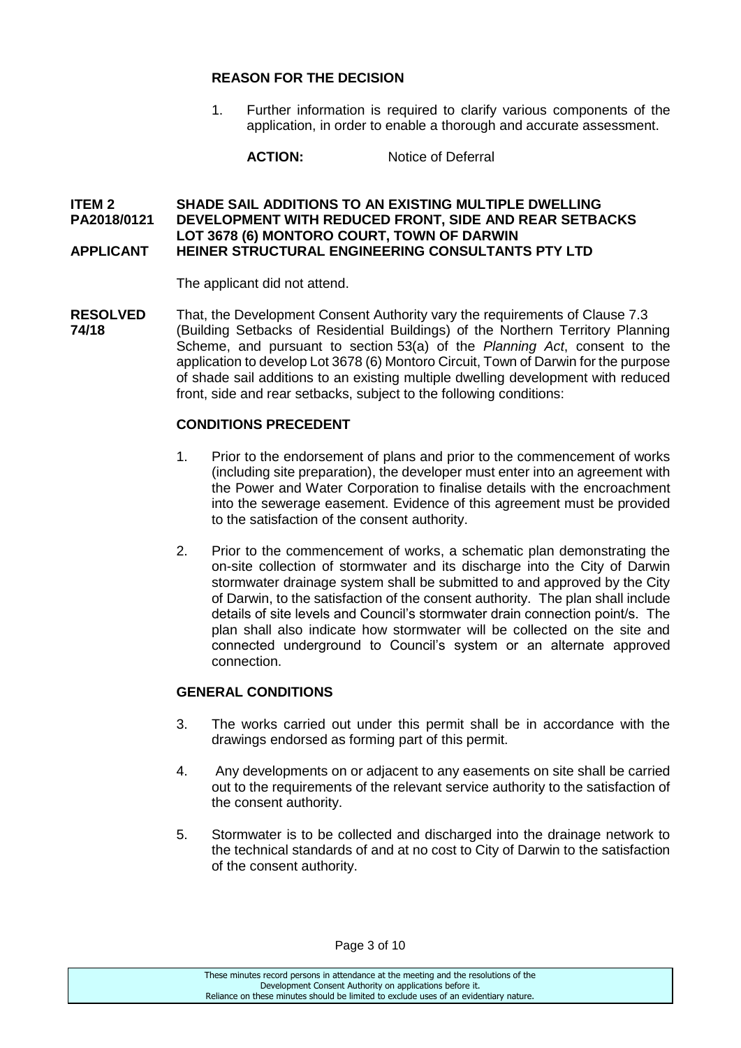**REASON FOR THE DECISION**

1. Further information is required to clarify various components of the application, in order to enable a thorough and accurate assessment.

**ACTION:** Notice of Deferral

**ITEM 2** **SHADE SAIL ADDITIONS TO AN EXISTING MULTIPLE DWELLING**
**PA2018/0121** **DEVELOPMENT WITH REDUCED FRONT, SIDE AND REAR SETBACKS**
**LOT 3678 (6) MONTORO COURT, TOWN OF DARWIN**
**APPLICANT** **HEINER STRUCTURAL ENGINEERING CONSULTANTS PTY LTD**

The applicant did not attend.

**RESOLVED 74/18** That, the Development Consent Authority vary the requirements of Clause 7.3 (Building Setbacks of Residential Buildings) of the Northern Territory Planning Scheme, and pursuant to section 53(a) of the *Planning Act*, consent to the application to develop Lot 3678 (6) Montoro Circuit, Town of Darwin for the purpose of shade sail additions to an existing multiple dwelling development with reduced front, side and rear setbacks, subject to the following conditions:

**CONDITIONS PRECEDENT**

1. Prior to the endorsement of plans and prior to the commencement of works (including site preparation), the developer must enter into an agreement with the Power and Water Corporation to finalise details with the encroachment into the sewerage easement. Evidence of this agreement must be provided to the satisfaction of the consent authority.

2. Prior to the commencement of works, a schematic plan demonstrating the on-site collection of stormwater and its discharge into the City of Darwin stormwater drainage system shall be submitted to and approved by the City of Darwin, to the satisfaction of the consent authority. The plan shall include details of site levels and Council's stormwater drain connection point/s. The plan shall also indicate how stormwater will be collected on the site and connected underground to Council's system or an alternate approved connection.

**GENERAL CONDITIONS**

3. The works carried out under this permit shall be in accordance with the drawings endorsed as forming part of this permit.

4. Any developments on or adjacent to any easements on site shall be carried out to the requirements of the relevant service authority to the satisfaction of the consent authority.

5. Stormwater is to be collected and discharged into the drainage network to the technical standards of and at no cost to City of Darwin to the satisfaction of the consent authority.

These minutes record persons in attendance at the meeting and the resolutions of the Development Consent Authority on applications before it. Reliance on these minutes should be limited to exclude uses of an evidentiary nature.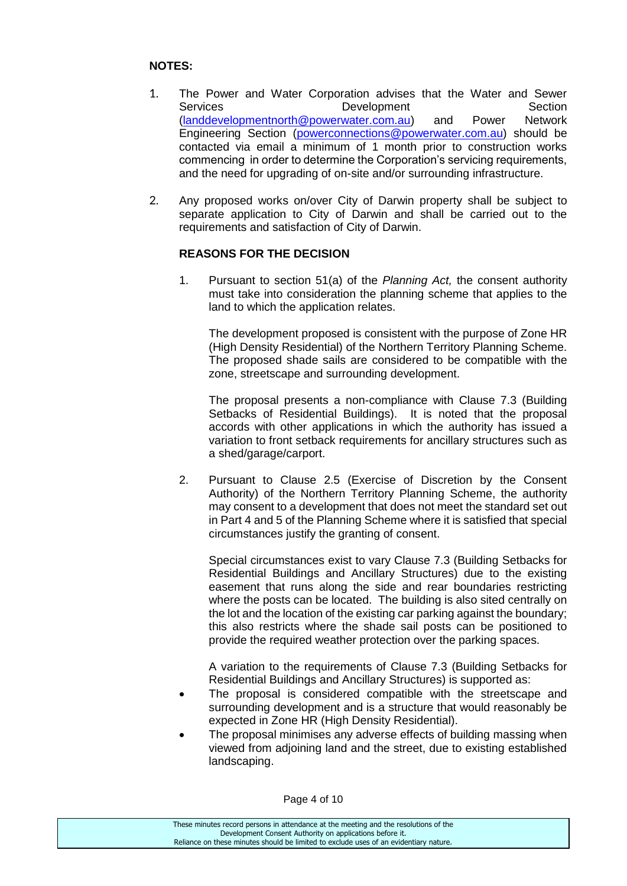**NOTES:**

1. The Power and Water Corporation advises that the Water and Sewer Services Development Section (landdevelopmentnorth@powerwater.com.au) and Power Network Engineering Section (powerconnections@powerwater.com.au) should be contacted via email a minimum of 1 month prior to construction works commencing in order to determine the Corporation's servicing requirements, and the need for upgrading of on-site and/or surrounding infrastructure.

2. Any proposed works on/over City of Darwin property shall be subject to separate application to City of Darwin and shall be carried out to the requirements and satisfaction of City of Darwin.

**REASONS FOR THE DECISION**

1. Pursuant to section 51(a) of the *Planning Act,* the consent authority must take into consideration the planning scheme that applies to the land to which the application relates.

   The development proposed is consistent with the purpose of Zone HR (High Density Residential) of the Northern Territory Planning Scheme. The proposed shade sails are considered to be compatible with the zone, streetscape and surrounding development.

   The proposal presents a non-compliance with Clause 7.3 (Building Setbacks of Residential Buildings). It is noted that the proposal accords with other applications in which the authority has issued a variation to front setback requirements for ancillary structures such as a shed/garage/carport.

2. Pursuant to Clause 2.5 (Exercise of Discretion by the Consent Authority) of the Northern Territory Planning Scheme, the authority may consent to a development that does not meet the standard set out in Part 4 and 5 of the Planning Scheme where it is satisfied that special circumstances justify the granting of consent.

   Special circumstances exist to vary Clause 7.3 (Building Setbacks for Residential Buildings and Ancillary Structures) due to the existing easement that runs along the side and rear boundaries restricting where the posts can be located. The building is also sited centrally on the lot and the location of the existing car parking against the boundary; this also restricts where the shade sail posts can be positioned to provide the required weather protection over the parking spaces.

   A variation to the requirements of Clause 7.3 (Building Setbacks for Residential Buildings and Ancillary Structures) is supported as:

   - The proposal is considered compatible with the streetscape and surrounding development and is a structure that would reasonably be expected in Zone HR (High Density Residential).
   - The proposal minimises any adverse effects of building massing when viewed from adjoining land and the street, due to existing established landscaping.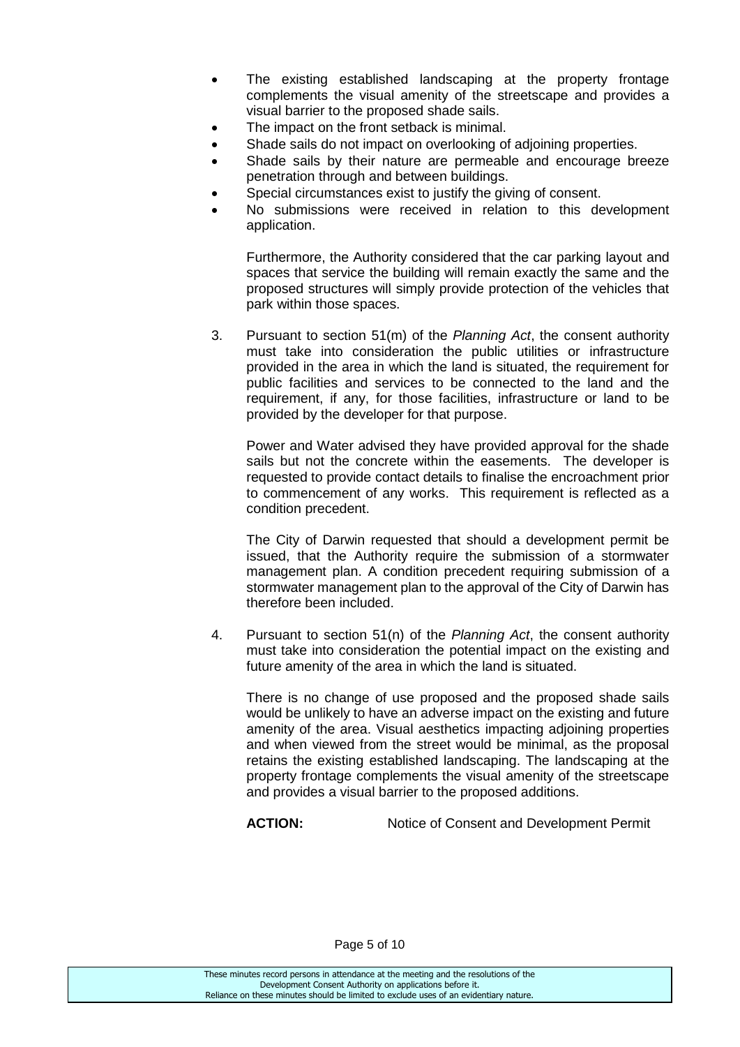- The existing established landscaping at the property frontage complements the visual amenity of the streetscape and provides a visual barrier to the proposed shade sails.
- The impact on the front setback is minimal.
- Shade sails do not impact on overlooking of adjoining properties.
- Shade sails by their nature are permeable and encourage breeze penetration through and between buildings.
- Special circumstances exist to justify the giving of consent.
- No submissions were received in relation to this development application.

  Furthermore, the Authority considered that the car parking layout and spaces that service the building will remain exactly the same and the proposed structures will simply provide protection of the vehicles that park within those spaces.

3. Pursuant to section 51(m) of the *Planning Act*, the consent authority must take into consideration the public utilities or infrastructure provided in the area in which the land is situated, the requirement for public facilities and services to be connected to the land and the requirement, if any, for those facilities, infrastructure or land to be provided by the developer for that purpose.

   Power and Water advised they have provided approval for the shade sails but not the concrete within the easements. The developer is requested to provide contact details to finalise the encroachment prior to commencement of any works. This requirement is reflected as a condition precedent.

   The City of Darwin requested that should a development permit be issued, that the Authority require the submission of a stormwater management plan. A condition precedent requiring submission of a stormwater management plan to the approval of the City of Darwin has therefore been included.

4. Pursuant to section 51(n) of the *Planning Act*, the consent authority must take into consideration the potential impact on the existing and future amenity of the area in which the land is situated.

   There is no change of use proposed and the proposed shade sails would be unlikely to have an adverse impact on the existing and future amenity of the area. Visual aesthetics impacting adjoining properties and when viewed from the street would be minimal, as the proposal retains the existing established landscaping. The landscaping at the property frontage complements the visual amenity of the streetscape and provides a visual barrier to the proposed additions.

   **ACTION:** Notice of Consent and Development Permit

These minutes record persons in attendance at the meeting and the resolutions of the Development Consent Authority on applications before it.
Reliance on these minutes should be limited to exclude uses of an evidentiary nature.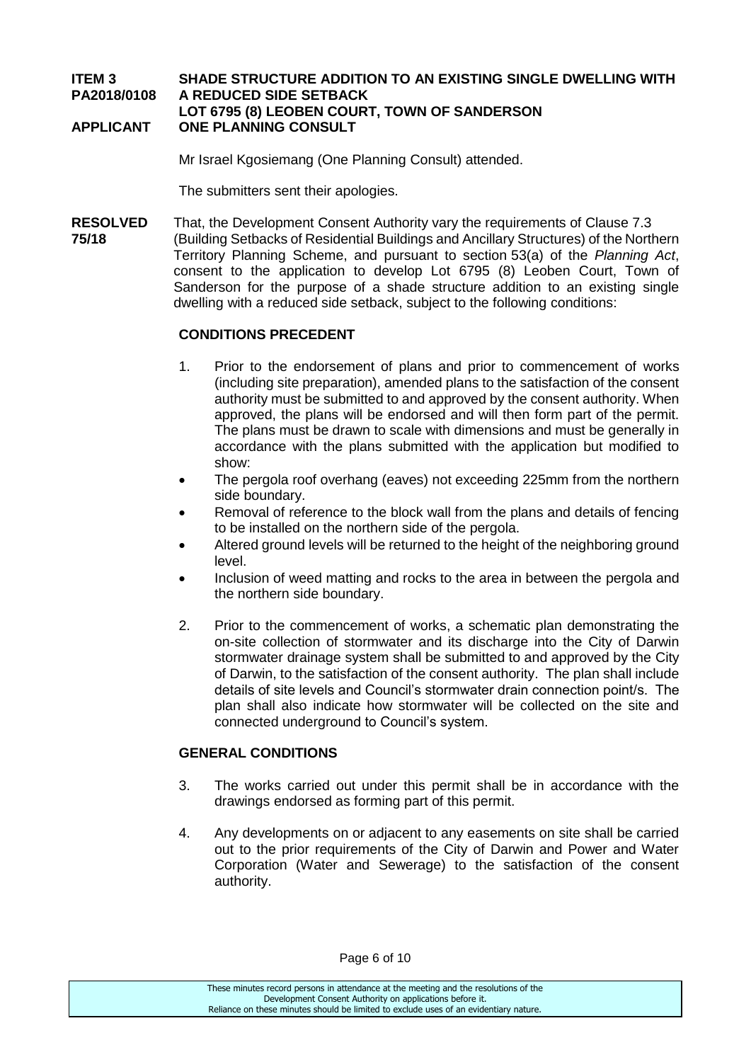**ITEM 3** **SHADE STRUCTURE ADDITION TO AN EXISTING SINGLE DWELLING WITH**
**PA2018/0108** **A REDUCED SIDE SETBACK**
**LOT 6795 (8) LEOBEN COURT, TOWN OF SANDERSON**
**APPLICANT** **ONE PLANNING CONSULT**

Mr Israel Kgosiemang (One Planning Consult) attended.

The submitters sent their apologies.

**RESOLVED 75/18** That, the Development Consent Authority vary the requirements of Clause 7.3 (Building Setbacks of Residential Buildings and Ancillary Structures) of the Northern Territory Planning Scheme, and pursuant to section 53(a) of the *Planning Act*, consent to the application to develop Lot 6795 (8) Leoben Court, Town of Sanderson for the purpose of a shade structure addition to an existing single dwelling with a reduced side setback, subject to the following conditions:

**CONDITIONS PRECEDENT**

1. Prior to the endorsement of plans and prior to commencement of works (including site preparation), amended plans to the satisfaction of the consent authority must be submitted to and approved by the consent authority. When approved, the plans will be endorsed and will then form part of the permit. The plans must be drawn to scale with dimensions and must be generally in accordance with the plans submitted with the application but modified to show:

- The pergola roof overhang (eaves) not exceeding 225mm from the northern side boundary.
- Removal of reference to the block wall from the plans and details of fencing to be installed on the northern side of the pergola.
- Altered ground levels will be returned to the height of the neighboring ground level.
- Inclusion of weed matting and rocks to the area in between the pergola and the northern side boundary.

2. Prior to the commencement of works, a schematic plan demonstrating the on-site collection of stormwater and its discharge into the City of Darwin stormwater drainage system shall be submitted to and approved by the City of Darwin, to the satisfaction of the consent authority. The plan shall include details of site levels and Council's stormwater drain connection point/s. The plan shall also indicate how stormwater will be collected on the site and connected underground to Council's system.

**GENERAL CONDITIONS**

3. The works carried out under this permit shall be in accordance with the drawings endorsed as forming part of this permit.

4. Any developments on or adjacent to any easements on site shall be carried out to the prior requirements of the City of Darwin and Power and Water Corporation (Water and Sewerage) to the satisfaction of the consent authority.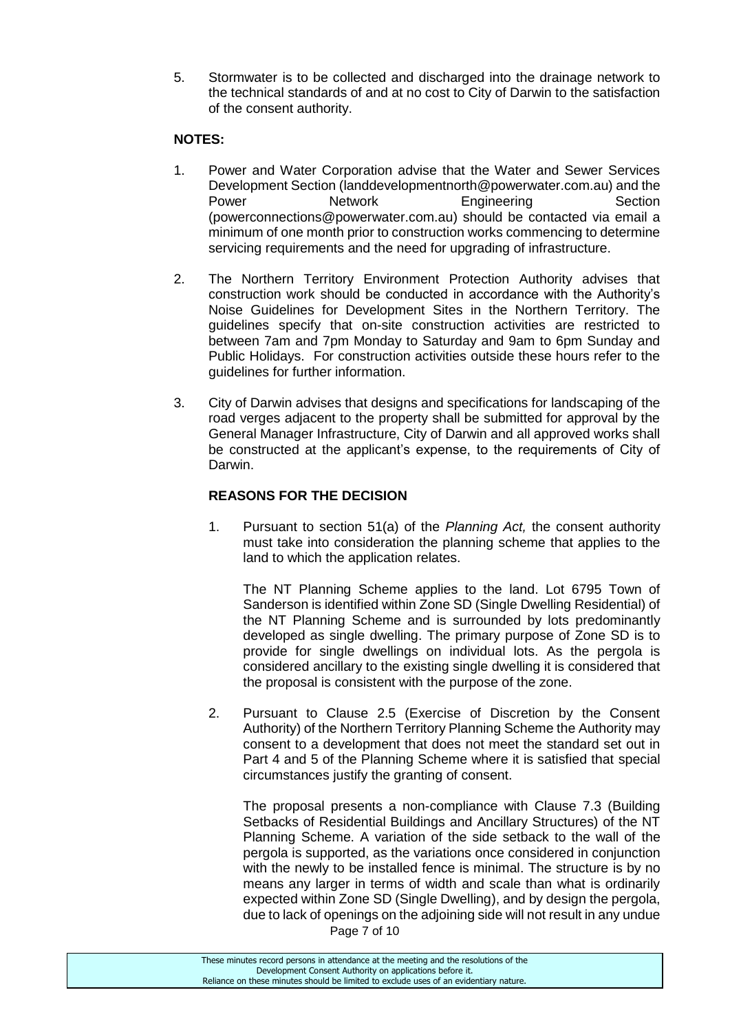5. Stormwater is to be collected and discharged into the drainage network to the technical standards of and at no cost to City of Darwin to the satisfaction of the consent authority.

**NOTES:**

1. Power and Water Corporation advise that the Water and Sewer Services Development Section (landdevelopmentnorth@powerwater.com.au) and the Power Network Engineering Section (powerconnections@powerwater.com.au) should be contacted via email a minimum of one month prior to construction works commencing to determine servicing requirements and the need for upgrading of infrastructure.

2. The Northern Territory Environment Protection Authority advises that construction work should be conducted in accordance with the Authority's Noise Guidelines for Development Sites in the Northern Territory. The guidelines specify that on-site construction activities are restricted to between 7am and 7pm Monday to Saturday and 9am to 6pm Sunday and Public Holidays. For construction activities outside these hours refer to the guidelines for further information.

3. City of Darwin advises that designs and specifications for landscaping of the road verges adjacent to the property shall be submitted for approval by the General Manager Infrastructure, City of Darwin and all approved works shall be constructed at the applicant's expense, to the requirements of City of Darwin.

**REASONS FOR THE DECISION**

1. Pursuant to section 51(a) of the *Planning Act,* the consent authority must take into consideration the planning scheme that applies to the land to which the application relates.

   The NT Planning Scheme applies to the land. Lot 6795 Town of Sanderson is identified within Zone SD (Single Dwelling Residential) of the NT Planning Scheme and is surrounded by lots predominantly developed as single dwelling. The primary purpose of Zone SD is to provide for single dwellings on individual lots. As the pergola is considered ancillary to the existing single dwelling it is considered that the proposal is consistent with the purpose of the zone.

2. Pursuant to Clause 2.5 (Exercise of Discretion by the Consent Authority) of the Northern Territory Planning Scheme the Authority may consent to a development that does not meet the standard set out in Part 4 and 5 of the Planning Scheme where it is satisfied that special circumstances justify the granting of consent.

   The proposal presents a non-compliance with Clause 7.3 (Building Setbacks of Residential Buildings and Ancillary Structures) of the NT Planning Scheme. A variation of the side setback to the wall of the pergola is supported, as the variations once considered in conjunction with the newly to be installed fence is minimal. The structure is by no means any larger in terms of width and scale than what is ordinarily expected within Zone SD (Single Dwelling), and by design the pergola, due to lack of openings on the adjoining side will not result in any undue

These minutes record persons in attendance at the meeting and the resolutions of the Development Consent Authority on applications before it. Reliance on these minutes should be limited to exclude uses of an evidentiary nature.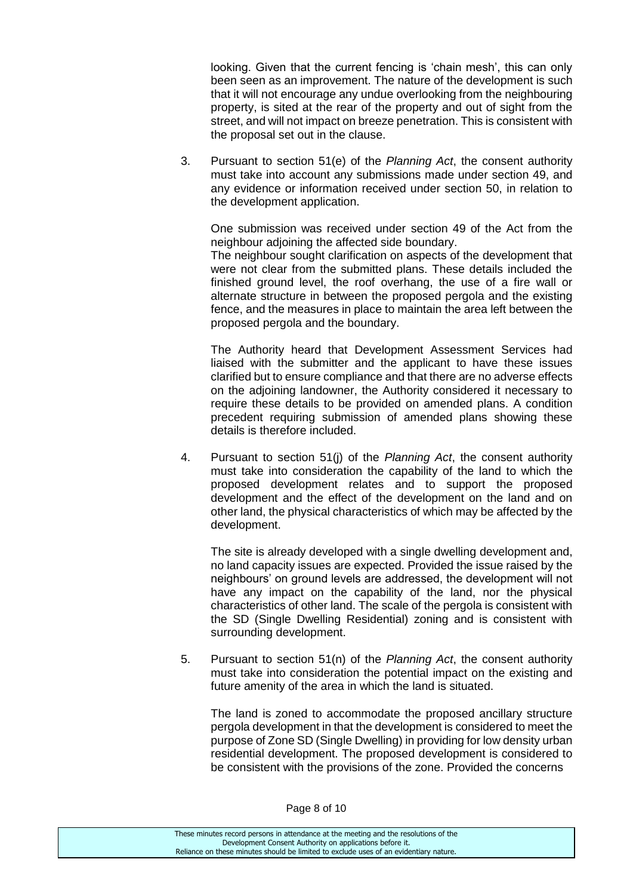looking. Given that the current fencing is 'chain mesh', this can only been seen as an improvement. The nature of the development is such that it will not encourage any undue overlooking from the neighbouring property, is sited at the rear of the property and out of sight from the street, and will not impact on breeze penetration. This is consistent with the proposal set out in the clause.

3. Pursuant to section 51(e) of the *Planning Act*, the consent authority must take into account any submissions made under section 49, and any evidence or information received under section 50, in relation to the development application.

   One submission was received under section 49 of the Act from the neighbour adjoining the affected side boundary.
   The neighbour sought clarification on aspects of the development that were not clear from the submitted plans. These details included the finished ground level, the roof overhang, the use of a fire wall or alternate structure in between the proposed pergola and the existing fence, and the measures in place to maintain the area left between the proposed pergola and the boundary.

   The Authority heard that Development Assessment Services had liaised with the submitter and the applicant to have these issues clarified but to ensure compliance and that there are no adverse effects on the adjoining landowner, the Authority considered it necessary to require these details to be provided on amended plans. A condition precedent requiring submission of amended plans showing these details is therefore included.

4. Pursuant to section 51(j) of the *Planning Act*, the consent authority must take into consideration the capability of the land to which the proposed development relates and to support the proposed development and the effect of the development on the land and on other land, the physical characteristics of which may be affected by the development.

   The site is already developed with a single dwelling development and, no land capacity issues are expected. Provided the issue raised by the neighbours' on ground levels are addressed, the development will not have any impact on the capability of the land, nor the physical characteristics of other land. The scale of the pergola is consistent with the SD (Single Dwelling Residential) zoning and is consistent with surrounding development.

5. Pursuant to section 51(n) of the *Planning Act*, the consent authority must take into consideration the potential impact on the existing and future amenity of the area in which the land is situated.

   The land is zoned to accommodate the proposed ancillary structure pergola development in that the development is considered to meet the purpose of Zone SD (Single Dwelling) in providing for low density urban residential development. The proposed development is considered to be consistent with the provisions of the zone. Provided the concerns

These minutes record persons in attendance at the meeting and the resolutions of the Development Consent Authority on applications before it.
Reliance on these minutes should be limited to exclude uses of an evidentiary nature.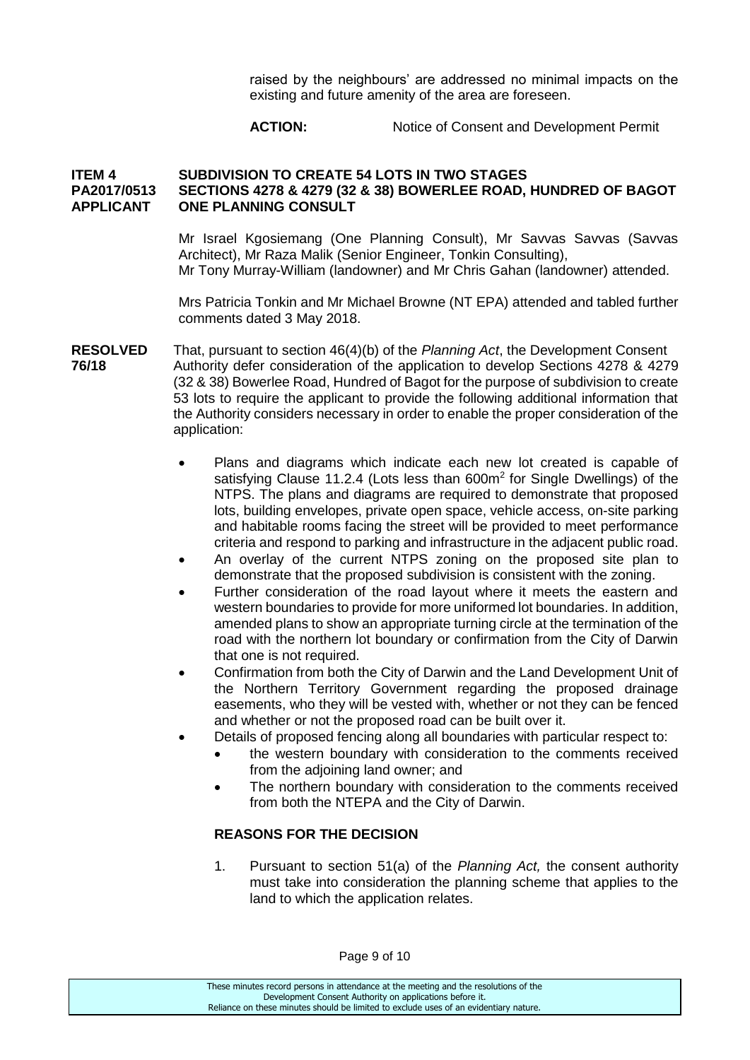raised by the neighbours' are addressed no minimal impacts on the existing and future amenity of the area are foreseen.

**ACTION:** Notice of Consent and Development Permit

**ITEM 4 SUBDIVISION TO CREATE 54 LOTS IN TWO STAGES**
**PA2017/0513 SECTIONS 4278 & 4279 (32 & 38) BOWERLEE ROAD, HUNDRED OF BAGOT**
**APPLICANT ONE PLANNING CONSULT**

Mr Israel Kgosiemang (One Planning Consult), Mr Savvas Savvas (Savvas Architect), Mr Raza Malik (Senior Engineer, Tonkin Consulting), Mr Tony Murray-William (landowner) and Mr Chris Gahan (landowner) attended.

Mrs Patricia Tonkin and Mr Michael Browne (NT EPA) attended and tabled further comments dated 3 May 2018.

**RESOLVED 76/18** That, pursuant to section 46(4)(b) of the *Planning Act*, the Development Consent Authority defer consideration of the application to develop Sections 4278 & 4279 (32 & 38) Bowerlee Road, Hundred of Bagot for the purpose of subdivision to create 53 lots to require the applicant to provide the following additional information that the Authority considers necessary in order to enable the proper consideration of the application:

- Plans and diagrams which indicate each new lot created is capable of satisfying Clause 11.2.4 (Lots less than 600m$^2$ for Single Dwellings) of the NTPS. The plans and diagrams are required to demonstrate that proposed lots, building envelopes, private open space, vehicle access, on-site parking and habitable rooms facing the street will be provided to meet performance criteria and respond to parking and infrastructure in the adjacent public road.
- An overlay of the current NTPS zoning on the proposed site plan to demonstrate that the proposed subdivision is consistent with the zoning.
- Further consideration of the road layout where it meets the eastern and western boundaries to provide for more uniformed lot boundaries. In addition, amended plans to show an appropriate turning circle at the termination of the road with the northern lot boundary or confirmation from the City of Darwin that one is not required.
- Confirmation from both the City of Darwin and the Land Development Unit of the Northern Territory Government regarding the proposed drainage easements, who they will be vested with, whether or not they can be fenced and whether or not the proposed road can be built over it.
- Details of proposed fencing along all boundaries with particular respect to:
  - the western boundary with consideration to the comments received from the adjoining land owner; and
  - The northern boundary with consideration to the comments received from both the NTEPA and the City of Darwin.

**REASONS FOR THE DECISION**

1. Pursuant to section 51(a) of the *Planning Act,* the consent authority must take into consideration the planning scheme that applies to the land to which the application relates.

These minutes record persons in attendance at the meeting and the resolutions of the Development Consent Authority on applications before it. Reliance on these minutes should be limited to exclude uses of an evidentiary nature.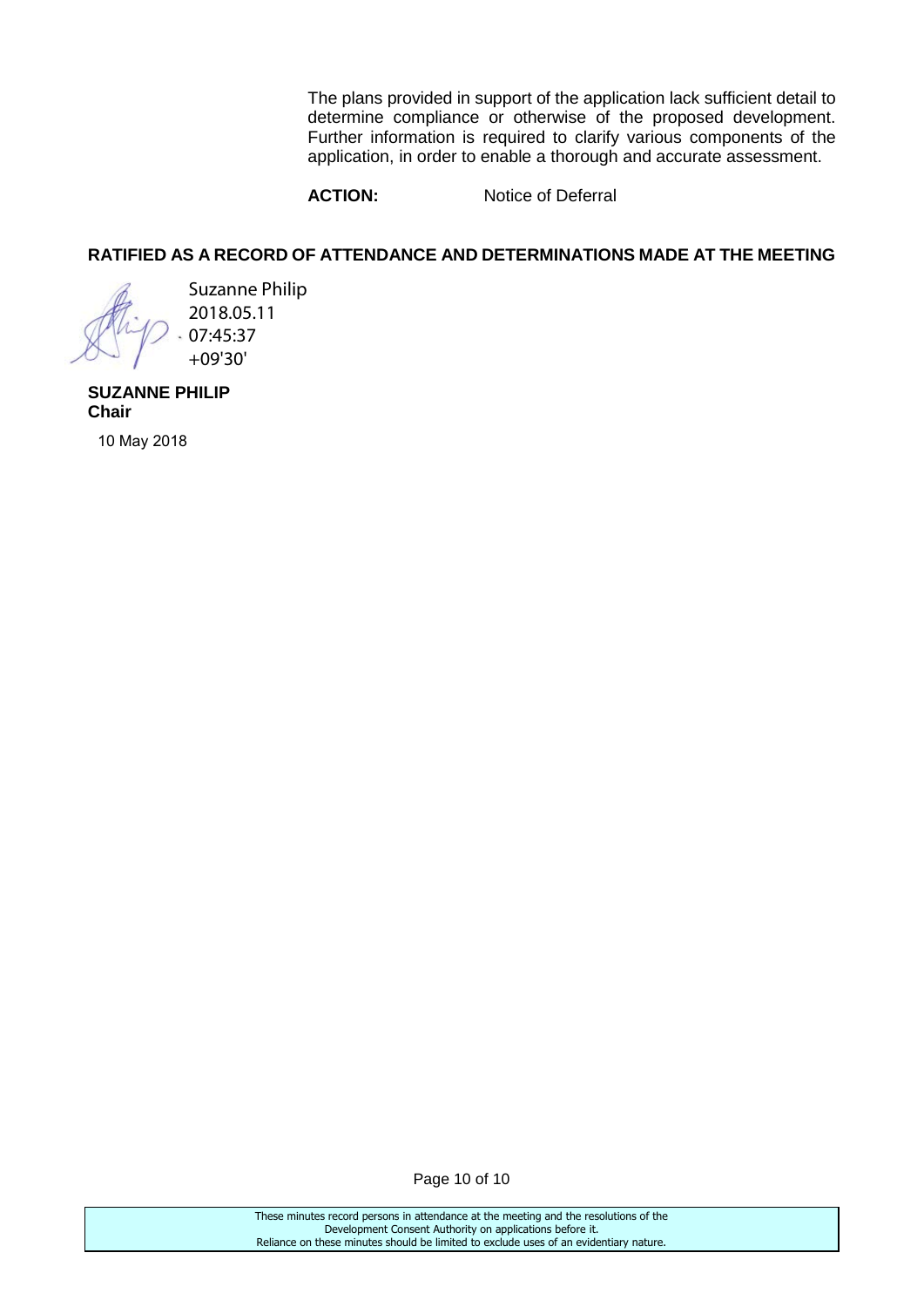The plans provided in support of the application lack sufficient detail to determine compliance or otherwise of the proposed development. Further information is required to clarify various components of the application, in order to enable a thorough and accurate assessment.

**ACTION:** Notice of Deferral

**RATIFIED AS A RECORD OF ATTENDANCE AND DETERMINATIONS MADE AT THE MEETING**

Suzanne Philip
2018.05.11
07:45:37
+09'30'

**SUZANNE PHILIP**
**Chair**

10 May 2018

These minutes record persons in attendance at the meeting and the resolutions of the Development Consent Authority on applications before it.
Reliance on these minutes should be limited to exclude uses of an evidentiary nature.